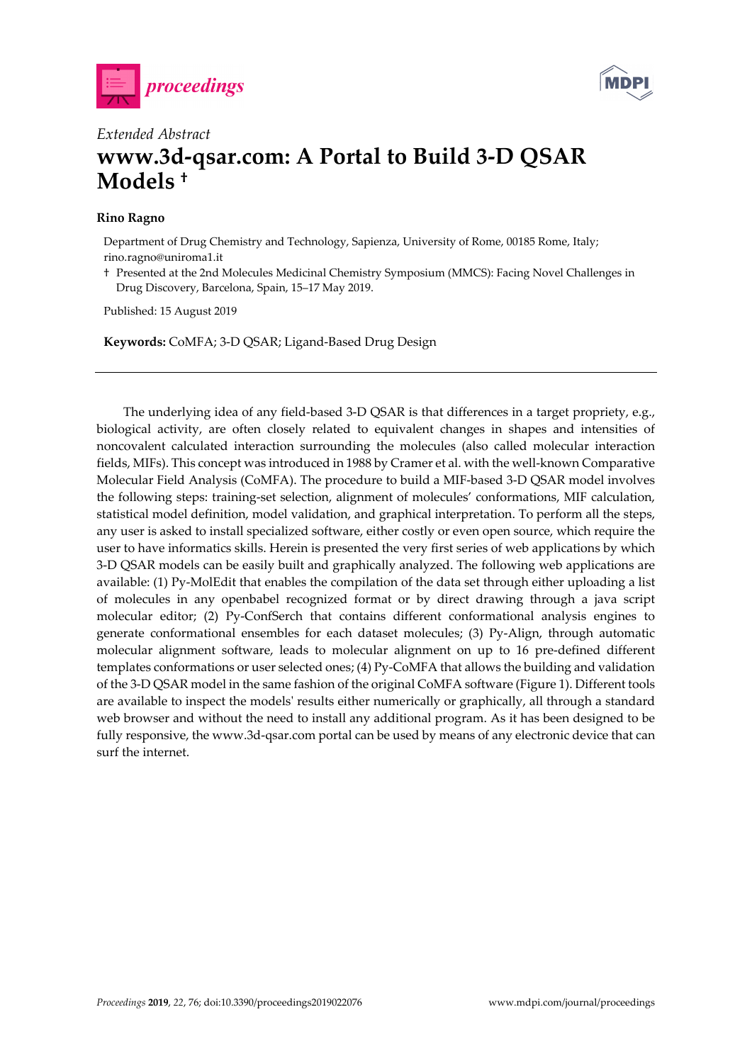*Extended Abstract*

# www.3d-qsar.com: A Portal to Build 3-D QSAR Models †

**Rino Ragno**

Department of Drug Chemistry and Technology, Sapienza, University of Rome, 00185 Rome, Italy; rino.ragno@uniroma1.it

† Presented at the 2nd Molecules Medicinal Chemistry Symposium (MMCS): Facing Novel Challenges in Drug Discovery, Barcelona, Spain, 15–17 May 2019.

Published: 15 August 2019

**Keywords:** CoMFA; 3-D QSAR; Ligand-Based Drug Design

---

The underlying idea of any field-based 3-D QSAR is that differences in a target propriety, e.g., biological activity, are often closely related to equivalent changes in shapes and intensities of noncovalent calculated interaction surrounding the molecules (also called molecular interaction fields, MIFs). This concept was introduced in 1988 by Cramer et al. with the well-known Comparative Molecular Field Analysis (CoMFA). The procedure to build a MIF-based 3-D QSAR model involves the following steps: training-set selection, alignment of molecules' conformations, MIF calculation, statistical model definition, model validation, and graphical interpretation. To perform all the steps, any user is asked to install specialized software, either costly or even open source, which require the user to have informatics skills. Herein is presented the very first series of web applications by which 3-D QSAR models can be easily built and graphically analyzed. The following web applications are available: (1) Py-MolEdit that enables the compilation of the data set through either uploading a list of molecules in any openbabel recognized format or by direct drawing through a java script molecular editor; (2) Py-ConfSerch that contains different conformational analysis engines to generate conformational ensembles for each dataset molecules; (3) Py-Align, through automatic molecular alignment software, leads to molecular alignment on up to 16 pre-defined different templates conformations or user selected ones; (4) Py-CoMFA that allows the building and validation of the 3-D QSAR model in the same fashion of the original CoMFA software (Figure 1). Different tools are available to inspect the models' results either numerically or graphically, all through a standard web browser and without the need to install any additional program. As it has been designed to be fully responsive, the www.3d-qsar.com portal can be used by means of any electronic device that can surf the internet.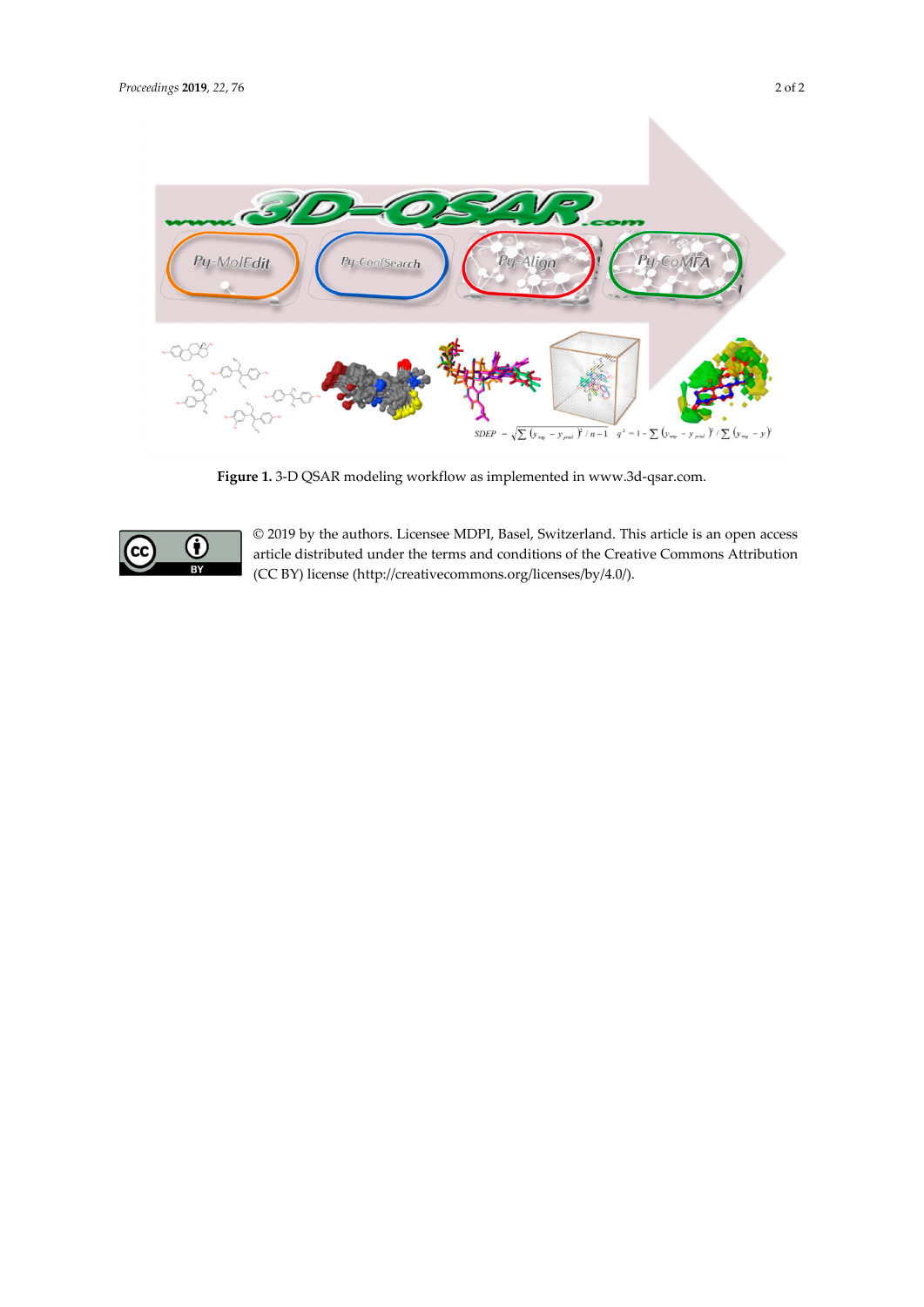**Figure 1.** 3-D QSAR modeling workflow as implemented in www.3d-qsar.com.

© 2019 by the authors. Licensee MDPI, Basel, Switzerland. This article is an open access article distributed under the terms and conditions of the Creative Commons Attribution (CC BY) license (http://creativecommons.org/licenses/by/4.0/).